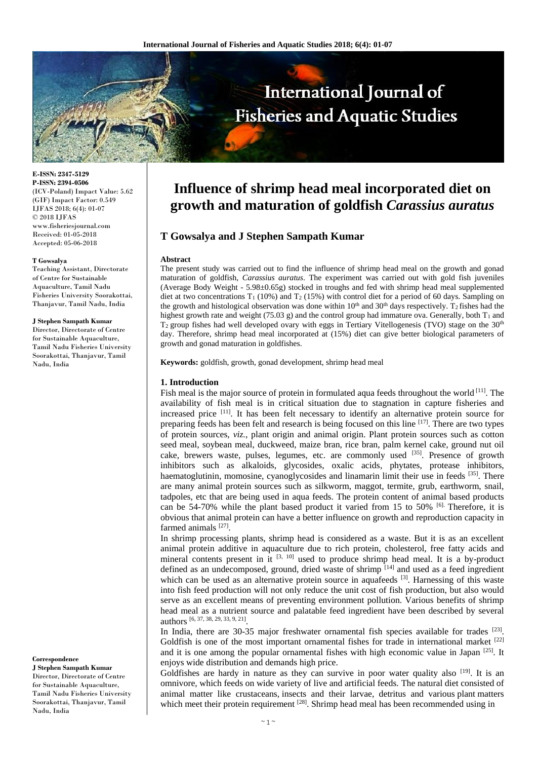E-ISSN: 2347-5129
P-ISSN: 2394-0506
(ICV-Poland) Impact Value: 5.62
(GIF) Impact Factor: 0.549
IJFAS 2018; 6(4): 01-07
© 2018 IJFAS
www.fisheriesjournal.com
Received: 01-05-2018
Accepted: 05-06-2018

**T Gowsalya**
Teaching Assistant, Directorate of Centre for Sustainable Aquaculture, Tamil Nadu Fisheries University Soorakottai, Thanjavur, Tamil Nadu, India

**J Stephen Sampath Kumar**
Director, Directorate of Centre for Sustainable Aquaculture, Tamil Nadu Fisheries University Soorakottai, Thanjavur, Tamil Nadu, India

**Correspondence**
**J Stephen Sampath Kumar**
Director, Directorate of Centre for Sustainable Aquaculture, Tamil Nadu Fisheries University Soorakottai, Thanjavur, Tamil Nadu, India

# Influence of shrimp head meal incorporated diet on growth and maturation of goldfish *Carassius auratus*

## T Gowsalya and J Stephen Sampath Kumar

**Abstract**

The present study was carried out to find the influence of shrimp head meal on the growth and gonad maturation of goldfish, *Carassius auratus*. The experiment was carried out with gold fish juveniles (Average Body Weight - 5.98±0.65g) stocked in troughs and fed with shrimp head meal supplemented diet at two concentrations $T_1$ (10%) and $T_2$ (15%) with control diet for a period of 60 days. Sampling on the growth and histological observation was done within $10^{th}$ and $30^{th}$ days respectively. $T_2$ fishes had the highest growth rate and weight (75.03 g) and the control group had immature ova. Generally, both $T_1$ and $T_2$ group fishes had well developed ovary with eggs in Tertiary Vitellogenesis (TVO) stage on the $30^{th}$ day. Therefore, shrimp head meal incorporated at (15%) diet can give better biological parameters of growth and gonad maturation in goldfishes.

**Keywords:** goldfish, growth, gonad development, shrimp head meal

### 1. Introduction

Fish meal is the major source of protein in formulated aqua feeds throughout the world [11]. The availability of fish meal is in critical situation due to stagnation in capture fisheries and increased price [11]. It has been felt necessary to identify an alternative protein source for preparing feeds has been felt and research is being focused on this line [17]. There are two types of protein sources, *viz.*, plant origin and animal origin. Plant protein sources such as cotton seed meal, soybean meal, duckweed, maize bran, rice bran, palm kernel cake, ground nut oil cake, brewers waste, pulses, legumes, etc. are commonly used [35]. Presence of growth inhibitors such as alkaloids, glycosides, oxalic acids, phytates, protease inhibitors, haematoglutinin, momosine, cyanoglycosides and linamarin limit their use in feeds [35]. There are many animal protein sources such as silkworm, maggot, termite, grub, earthworm, snail, tadpoles, etc that are being used in aqua feeds. The protein content of animal based products can be 54-70% while the plant based product it varied from 15 to 50% [6]. Therefore, it is obvious that animal protein can have a better influence on growth and reproduction capacity in farmed animals [27].

In shrimp processing plants, shrimp head is considered as a waste. But it is as an excellent animal protein additive in aquaculture due to rich protein, cholesterol, free fatty acids and mineral contents present in it [3, 10] used to produce shrimp head meal. It is a by-product defined as an undecomposed, ground, dried waste of shrimp [14] and used as a feed ingredient which can be used as an alternative protein source in aquafeeds [3]. Harnessing of this waste into fish feed production will not only reduce the unit cost of fish production, but also would serve as an excellent means of preventing environment pollution. Various benefits of shrimp head meal as a nutrient source and palatable feed ingredient have been described by several authors [6, 37, 38, 29, 33, 9, 21].

In India, there are 30-35 major freshwater ornamental fish species available for trades [23]. Goldfish is one of the most important ornamental fishes for trade in international market [22] and it is one among the popular ornamental fishes with high economic value in Japan [25]. It enjoys wide distribution and demands high price.

Goldfishes are hardy in nature as they can survive in poor water quality also [19]. It is an omnivore, which feeds on wide variety of live and artificial feeds. The natural diet consisted of animal matter like crustaceans, insects and their larvae, detritus and various plant matters which meet their protein requirement [28]. Shrimp head meal has been recommended using in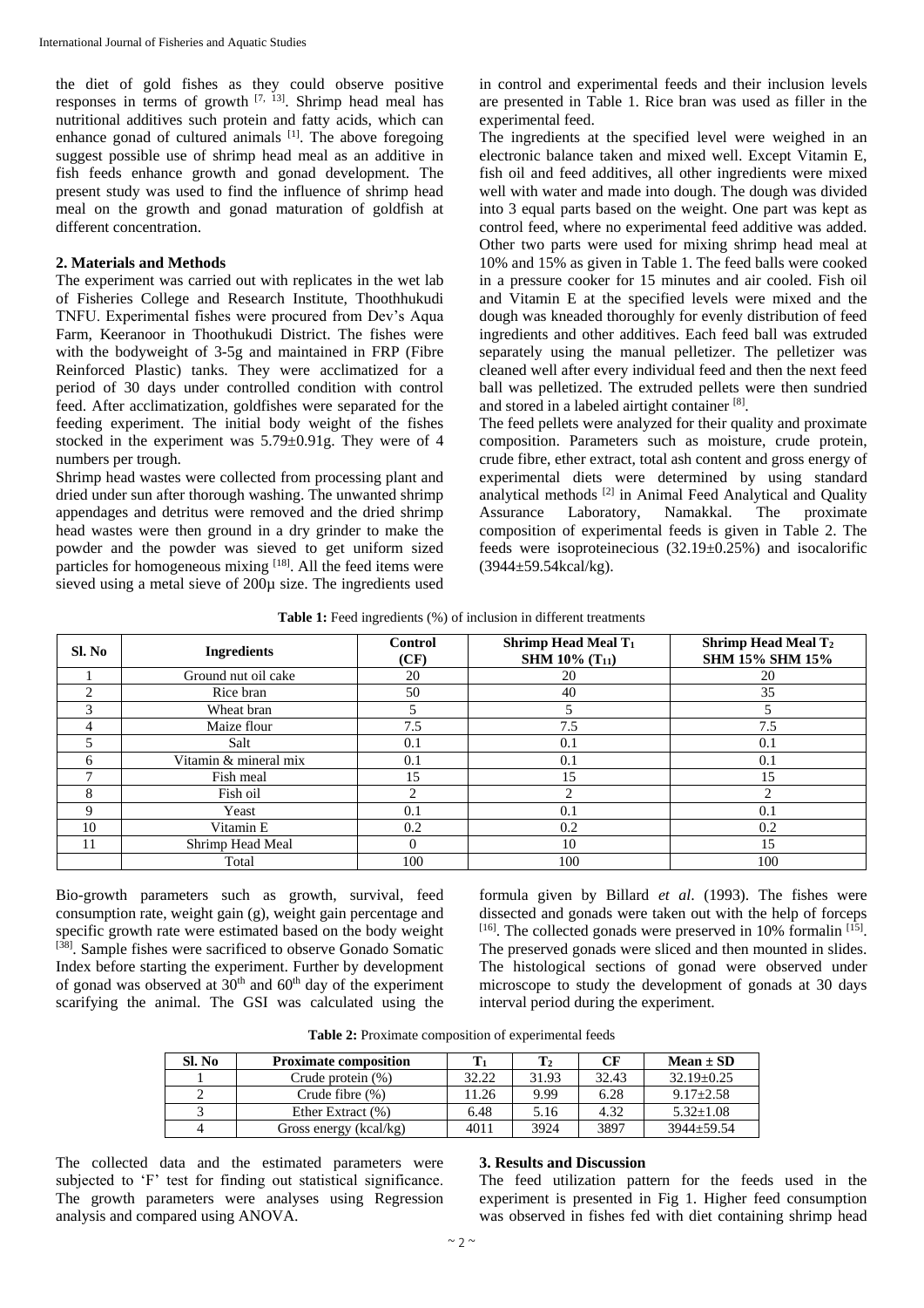the diet of gold fishes as they could observe positive responses in terms of growth [7, 13]. Shrimp head meal has nutritional additives such protein and fatty acids, which can enhance gonad of cultured animals [1]. The above foregoing suggest possible use of shrimp head meal as an additive in fish feeds enhance growth and gonad development. The present study was used to find the influence of shrimp head meal on the growth and gonad maturation of goldfish at different concentration.

## 2. Materials and Methods

The experiment was carried out with replicates in the wet lab of Fisheries College and Research Institute, Thoothhukudi TNFU. Experimental fishes were procured from Dev's Aqua Farm, Keeranoor in Thoothukudi District. The fishes were with the bodyweight of 3-5g and maintained in FRP (Fibre Reinforced Plastic) tanks. They were acclimatized for a period of 30 days under controlled condition with control feed. After acclimatization, goldfishes were separated for the feeding experiment. The initial body weight of the fishes stocked in the experiment was 5.79±0.91g. They were of 4 numbers per trough.

Shrimp head wastes were collected from processing plant and dried under sun after thorough washing. The unwanted shrimp appendages and detritus were removed and the dried shrimp head wastes were then ground in a dry grinder to make the powder and the powder was sieved to get uniform sized particles for homogeneous mixing [18]. All the feed items were sieved using a metal sieve of 200µ size. The ingredients used in control and experimental feeds and their inclusion levels are presented in Table 1. Rice bran was used as filler in the experimental feed.

The ingredients at the specified level were weighed in an electronic balance taken and mixed well. Except Vitamin E, fish oil and feed additives, all other ingredients were mixed well with water and made into dough. The dough was divided into 3 equal parts based on the weight. One part was kept as control feed, where no experimental feed additive was added. Other two parts were used for mixing shrimp head meal at 10% and 15% as given in Table 1. The feed balls were cooked in a pressure cooker for 15 minutes and air cooled. Fish oil and Vitamin E at the specified levels were mixed and the dough was kneaded thoroughly for evenly distribution of feed ingredients and other additives. Each feed ball was extruded separately using the manual pelletizer. The pelletizer was cleaned well after every individual feed and then the next feed ball was pelletized. The extruded pellets were then sundried and stored in a labeled airtight container [8].

The feed pellets were analyzed for their quality and proximate composition. Parameters such as moisture, crude protein, crude fibre, ether extract, total ash content and gross energy of experimental diets were determined by using standard analytical methods [2] in Animal Feed Analytical and Quality Assurance Laboratory, Namakkal. The proximate composition of experimental feeds is given in Table 2. The feeds were isoproteinecious (32.19±0.25%) and isocalorific (3944±59.54kcal/kg).

**Table 1:** Feed ingredients (%) of inclusion in different treatments

| Sl. No | Ingredients | Control (CF) | Shrimp Head Meal $T_1$ SHM 10% ($T_{11}$) | Shrimp Head Meal $T_2$ SHM 15% SHM 15% |
|---|---|---|---|---|
| 1 | Ground nut oil cake | 20 | 20 | 20 |
| 2 | Rice bran | 50 | 40 | 35 |
| 3 | Wheat bran | 5 | 5 | 5 |
| 4 | Maize flour | 7.5 | 7.5 | 7.5 |
| 5 | Salt | 0.1 | 0.1 | 0.1 |
| 6 | Vitamin & mineral mix | 0.1 | 0.1 | 0.1 |
| 7 | Fish meal | 15 | 15 | 15 |
| 8 | Fish oil | 2 | 2 | 2 |
| 9 | Yeast | 0.1 | 0.1 | 0.1 |
| 10 | Vitamin E | 0.2 | 0.2 | 0.2 |
| 11 | Shrimp Head Meal | 0 | 10 | 15 |
| | Total | 100 | 100 | 100 |

Bio-growth parameters such as growth, survival, feed consumption rate, weight gain (g), weight gain percentage and specific growth rate were estimated based on the body weight [38]. Sample fishes were sacrificed to observe Gonado Somatic Index before starting the experiment. Further by development of gonad was observed at 30th and 60th day of the experiment scarifying the animal. The GSI was calculated using the formula given by Billard *et al*. (1993). The fishes were dissected and gonads were taken out with the help of forceps [16]. The collected gonads were preserved in 10% formalin [15]. The preserved gonads were sliced and then mounted in slides. The histological sections of gonad were observed under microscope to study the development of gonads at 30 days interval period during the experiment.

**Table 2:** Proximate composition of experimental feeds

| Sl. No | Proximate composition | $T_1$ | $T_2$ | CF | Mean ± SD |
|---|---|---|---|---|---|
| 1 | Crude protein (%) | 32.22 | 31.93 | 32.43 | 32.19±0.25 |
| 2 | Crude fibre (%) | 11.26 | 9.99 | 6.28 | 9.17±2.58 |
| 3 | Ether Extract (%) | 6.48 | 5.16 | 4.32 | 5.32±1.08 |
| 4 | Gross energy (kcal/kg) | 4011 | 3924 | 3897 | 3944±59.54 |

The collected data and the estimated parameters were subjected to 'F' test for finding out statistical significance. The growth parameters were analyses using Regression analysis and compared using ANOVA.

## 3. Results and Discussion

The feed utilization pattern for the feeds used in the experiment is presented in Fig 1. Higher feed consumption was observed in fishes fed with diet containing shrimp head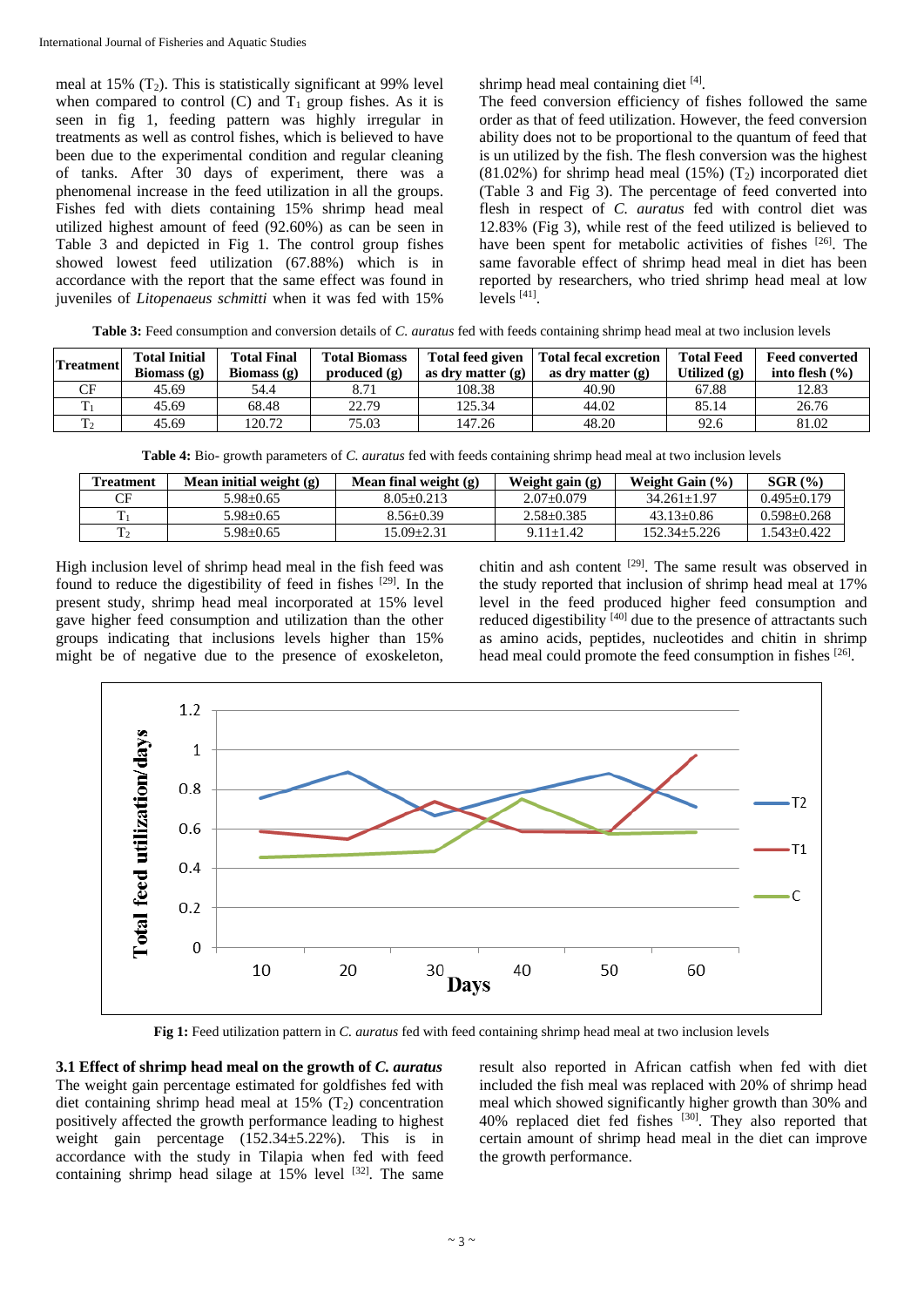meal at 15% ($T_2$). This is statistically significant at 99% level when compared to control (C) and $T_1$ group fishes. As it is seen in fig 1, feeding pattern was highly irregular in treatments as well as control fishes, which is believed to have been due to the experimental condition and regular cleaning of tanks. After 30 days of experiment, there was a phenomenal increase in the feed utilization in all the groups. Fishes fed with diets containing 15% shrimp head meal utilized highest amount of feed (92.60%) as can be seen in Table 3 and depicted in Fig 1. The control group fishes showed lowest feed utilization (67.88%) which is in accordance with the report that the same effect was found in juveniles of *Litopenaeus schmitti* when it was fed with 15% shrimp head meal containing diet [4].

The feed conversion efficiency of fishes followed the same order as that of feed utilization. However, the feed conversion ability does not to be proportional to the quantum of feed that is un utilized by the fish. The flesh conversion was the highest (81.02%) for shrimp head meal (15%) ($T_2$) incorporated diet (Table 3 and Fig 3). The percentage of feed converted into flesh in respect of *C. auratus* fed with control diet was 12.83% (Fig 3), while rest of the feed utilized is believed to have been spent for metabolic activities of fishes [26]. The same favorable effect of shrimp head meal in diet has been reported by researchers, who tried shrimp head meal at low levels [41].

**Table 3:** Feed consumption and conversion details of *C. auratus* fed with feeds containing shrimp head meal at two inclusion levels

| Treatment | Total Initial Biomass (g) | Total Final Biomass (g) | Total Biomass produced (g) | Total feed given as dry matter (g) | Total fecal excretion as dry matter (g) | Total Feed Utilized (g) | Feed converted into flesh (%) |
|---|---|---|---|---|---|---|---|
| CF | 45.69 | 54.4 | 8.71 | 108.38 | 40.90 | 67.88 | 12.83 |
| $T_1$ | 45.69 | 68.48 | 22.79 | 125.34 | 44.02 | 85.14 | 26.76 |
| $T_2$ | 45.69 | 120.72 | 75.03 | 147.26 | 48.20 | 92.6 | 81.02 |

**Table 4:** Bio- growth parameters of *C. auratus* fed with feeds containing shrimp head meal at two inclusion levels

| Treatment | Mean initial weight (g) | Mean final weight (g) | Weight gain (g) | Weight Gain (%) | SGR (%) |
|---|---|---|---|---|---|
| CF | 5.98±0.65 | 8.05±0.213 | 2.07±0.079 | 34.261±1.97 | 0.495±0.179 |
| $T_1$ | 5.98±0.65 | 8.56±0.39 | 2.58±0.385 | 43.13±0.86 | 0.598±0.268 |
| $T_2$ | 5.98±0.65 | 15.09±2.31 | 9.11±1.42 | 152.34±5.226 | 1.543±0.422 |

High inclusion level of shrimp head meal in the fish feed was found to reduce the digestibility of feed in fishes [29]. In the present study, shrimp head meal incorporated at 15% level gave higher feed consumption and utilization than the other groups indicating that inclusions levels higher than 15% might be of negative due to the presence of exoskeleton, chitin and ash content [29]. The same result was observed in the study reported that inclusion of shrimp head meal at 17% level in the feed produced higher feed consumption and reduced digestibility [40] due to the presence of attractants such as amino acids, peptides, nucleotides and chitin in shrimp head meal could promote the feed consumption in fishes [26].

**Fig 1:** Feed utilization pattern in *C. auratus* fed with feed containing shrimp head meal at two inclusion levels

### 3.1 Effect of shrimp head meal on the growth of *C. auratus*

The weight gain percentage estimated for goldfishes fed with diet containing shrimp head meal at 15% ($T_2$) concentration positively affected the growth performance leading to highest weight gain percentage (152.34±5.22%). This is in accordance with the study in Tilapia when fed with feed containing shrimp head silage at 15% level [32]. The same result also reported in African catfish when fed with diet included the fish meal was replaced with 20% of shrimp head meal which showed significantly higher growth than 30% and 40% replaced diet fed fishes [30]. They also reported that certain amount of shrimp head meal in the diet can improve the growth performance.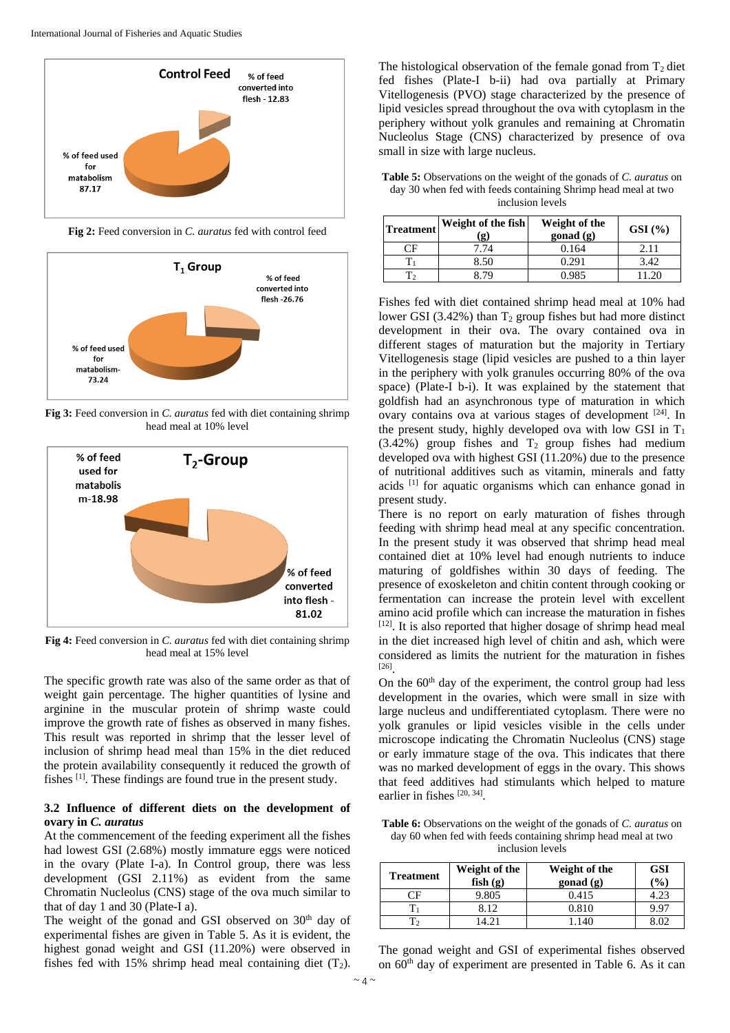Fig 2: Feed conversion in *C. auratus* fed with control feed

Fig 3: Feed conversion in *C. auratus* fed with diet containing shrimp head meal at 10% level

Fig 4: Feed conversion in *C. auratus* fed with diet containing shrimp head meal at 15% level

The specific growth rate was also of the same order as that of weight gain percentage. The higher quantities of lysine and arginine in the muscular protein of shrimp waste could improve the growth rate of fishes as observed in many fishes. This result was reported in shrimp that the lesser level of inclusion of shrimp head meal than 15% in the diet reduced the protein availability consequently it reduced the growth of fishes [1]. These findings are found true in the present study.

### 3.2 Influence of different diets on the development of ovary in *C. auratus*

At the commencement of the feeding experiment all the fishes had lowest GSI (2.68%) mostly immature eggs were noticed in the ovary (Plate I-a). In Control group, there was less development (GSI 2.11%) as evident from the same Chromatin Nucleolus (CNS) stage of the ova much similar to that of day 1 and 30 (Plate-I a).

The weight of the gonad and GSI observed on 30th day of experimental fishes are given in Table 5. As it is evident, the highest gonad weight and GSI (11.20%) were observed in fishes fed with 15% shrimp head meal containing diet ($T_2$).

The histological observation of the female gonad from $T_2$ diet fed fishes (Plate-I b-ii) had ova partially at Primary Vitellogenesis (PVO) stage characterized by the presence of lipid vesicles spread throughout the ova with cytoplasm in the periphery without yolk granules and remaining at Chromatin Nucleolus Stage (CNS) characterized by presence of ova small in size with large nucleus.

**Table 5:** Observations on the weight of the gonads of *C. auratus* on day 30 when fed with feeds containing Shrimp head meal at two inclusion levels

| Treatment | Weight of the fish (g) | Weight of the gonad (g) | GSI (%) |
|---|---|---|---|
| CF | 7.74 | 0.164 | 2.11 |
| $T_1$ | 8.50 | 0.291 | 3.42 |
| $T_2$ | 8.79 | 0.985 | 11.20 |

Fishes fed with diet contained shrimp head meal at 10% had lower GSI (3.42%) than $T_2$ group fishes but had more distinct development in their ova. The ovary contained ova in different stages of maturation but the majority in Tertiary Vitellogenesis stage (lipid vesicles are pushed to a thin layer in the periphery with yolk granules occurring 80% of the ova space) (Plate-I b-i). It was explained by the statement that goldfish had an asynchronous type of maturation in which ovary contains ova at various stages of development [24]. In the present study, highly developed ova with low GSI in $T_1$ (3.42%) group fishes and $T_2$ group fishes had medium developed ova with highest GSI (11.20%) due to the presence of nutritional additives such as vitamin, minerals and fatty acids [1] for aquatic organisms which can enhance gonad in present study.

There is no report on early maturation of fishes through feeding with shrimp head meal at any specific concentration. In the present study it was observed that shrimp head meal contained diet at 10% level had enough nutrients to induce maturing of goldfishes within 30 days of feeding. The presence of exoskeleton and chitin content through cooking or fermentation can increase the protein level with excellent amino acid profile which can increase the maturation in fishes [12]. It is also reported that higher dosage of shrimp head meal in the diet increased high level of chitin and ash, which were considered as limits the nutrient for the maturation in fishes [26].

On the 60th day of the experiment, the control group had less development in the ovaries, which were small in size with large nucleus and undifferentiated cytoplasm. There were no yolk granules or lipid vesicles visible in the cells under microscope indicating the Chromatin Nucleolus (CNS) stage or early immature stage of the ova. This indicates that there was no marked development of eggs in the ovary. This shows that feed additives had stimulants which helped to mature earlier in fishes [20, 34].

**Table 6:** Observations on the weight of the gonads of *C. auratus* on day 60 when fed with feeds containing shrimp head meal at two inclusion levels

| Treatment | Weight of the fish (g) | Weight of the gonad (g) | GSI (%) |
|---|---|---|---|
| CF | 9.805 | 0.415 | 4.23 |
| $T_1$ | 8.12 | 0.810 | 9.97 |
| $T_2$ | 14.21 | 1.140 | 8.02 |

The gonad weight and GSI of experimental fishes observed on 60th day of experiment are presented in Table 6. As it can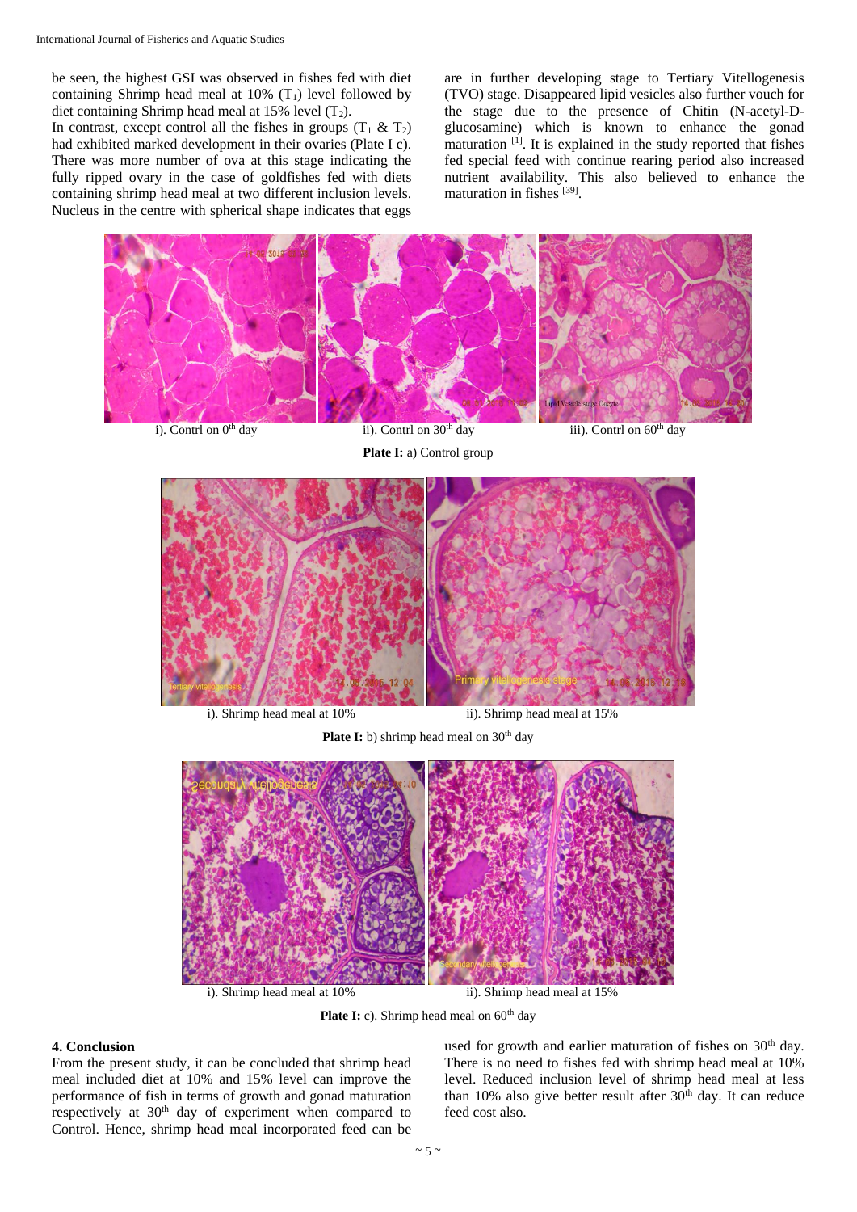be seen, the highest GSI was observed in fishes fed with diet containing Shrimp head meal at 10% ($T_1$) level followed by diet containing Shrimp head meal at 15% level ($T_2$).

In contrast, except control all the fishes in groups ($T_1$ & $T_2$) had exhibited marked development in their ovaries (Plate I c). There was more number of ova at this stage indicating the fully ripped ovary in the case of goldfishes fed with diets containing shrimp head meal at two different inclusion levels. Nucleus in the centre with spherical shape indicates that eggs are in further developing stage to Tertiary Vitellogenesis (TVO) stage. Disappeared lipid vesicles also further vouch for the stage due to the presence of Chitin (N-acetyl-D-glucosamine) which is known to enhance the gonad maturation [1]. It is explained in the study reported that fishes fed special feed with continue rearing period also increased nutrient availability. This also believed to enhance the maturation in fishes [39].

i). Contrl on 0th day ii). Contrl on 30th day iii). Contrl on 60th day

**Plate I:** a) Control group

i). Shrimp head meal at 10% ii). Shrimp head meal at 15%

**Plate I:** b) shrimp head meal on 30th day

i). Shrimp head meal at 10% ii). Shrimp head meal at 15%

**Plate I:** c). Shrimp head meal on 60th day

## 4. Conclusion

From the present study, it can be concluded that shrimp head meal included diet at 10% and 15% level can improve the performance of fish in terms of growth and gonad maturation respectively at 30th day of experiment when compared to Control. Hence, shrimp head meal incorporated feed can be used for growth and earlier maturation of fishes on 30th day. There is no need to fishes fed with shrimp head meal at 10% level. Reduced inclusion level of shrimp head meal at less than 10% also give better result after 30th day. It can reduce feed cost also.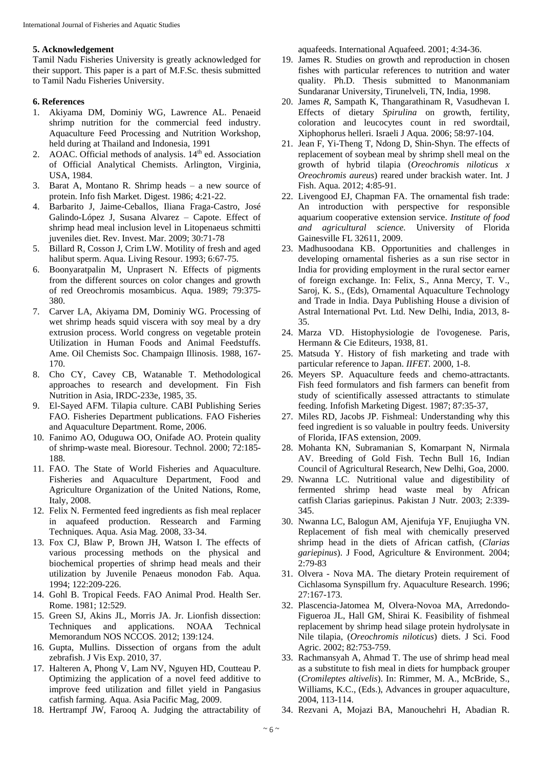## 5. Acknowledgement

Tamil Nadu Fisheries University is greatly acknowledged for their support. This paper is a part of M.F.Sc. thesis submitted to Tamil Nadu Fisheries University.

## 6. References

1. Akiyama DM, Dominiy WG, Lawrence AL. Penaeid shrimp nutrition for the commercial feed industry. Aquaculture Feed Processing and Nutrition Workshop, held during at Thailand and Indonesia, 1991
2. AOAC. Official methods of analysis. 14th ed. Association of Official Analytical Chemists. Arlington, Virginia, USA, 1984.
3. Barat A, Montano R. Shrimp heads – a new source of protein. Info fish Market. Digest. 1986; 4:21-22.
4. Barbarito J, Jaime-Ceballos, Iliana Fraga-Castro, José Galindo-López J, Susana Alvarez – Capote. Effect of shrimp head meal inclusion level in Litopenaeus schmitti juveniles diet. Rev. Invest. Mar. 2009; 30:71-78
5. Billard R, Cosson J, Crim LW. Motility of fresh and aged halibut sperm. Aqua. Living Resour. 1993; 6:67-75.
6. Boonyaratpalin M, Unprasert N. Effects of pigments from the different sources on color changes and growth of red Oreochromis mosambicus. Aqua. 1989; 79:375-380.
7. Carver LA, Akiyama DM, Dominiy WG. Processing of wet shrimp heads squid viscera with soy meal by a dry extrusion process. World congress on vegetable protein Utilization in Human Foods and Animal Feedstuffs. Ame. Oil Chemists Soc. Champaign Illinosis. 1988, 167-170.
8. Cho CY, Cavey CB, Watanable T. Methodological approaches to research and development. Fin Fish Nutrition in Asia, IRDC-233e, 1985, 35.
9. El-Sayed AFM. Tilapia culture. CABI Publishing Series FAO. Fisheries Department publications. FAO Fisheries and Aquaculture Department. Rome, 2006.
10. Fanimo AO, Oduguwa OO, Onifade AO. Protein quality of shrimp-waste meal. Bioresour. Technol. 2000; 72:185-188.
11. FAO. The State of World Fisheries and Aquaculture. Fisheries and Aquaculture Department, Food and Agriculture Organization of the United Nations, Rome, Italy, 2008.
12. Felix N. Fermented feed ingredients as fish meal replacer in aquafeed production. Ressearch and Farming Techniques. Aqua. Asia Mag. 2008, 33-34.
13. Fox CJ, Blaw P, Brown JH, Watson I. The effects of various processing methods on the physical and biochemical properties of shrimp head meals and their utilization by Juvenile Penaeus monodon Fab. Aqua. 1994; 122:209-226.
14. Gohl B. Tropical Feeds. FAO Animal Prod. Health Ser. Rome. 1981; 12:529.
15. Green SJ, Akins JL, Morris JA. Jr. Lionfish dissection: Techniques and applications. NOAA Technical Memorandum NOS NCCOS. 2012; 139:124.
16. Gupta, Mullins. Dissection of organs from the adult zebrafish. J Vis Exp. 2010, 37.
17. Halteren A, Phong V, Lam NV, Nguyen HD, Coutteau P. Optimizing the application of a novel feed additive to improve feed utilization and fillet yield in Pangasius catfish farming. Aqua. Asia Pacific Mag, 2009.
18. Hertrampf JW, Farooq A. Judging the attractability of aquafeeds. International Aquafeed. 2001; 4:34-36.
19. James R. Studies on growth and reproduction in chosen fishes with particular references to nutrition and water quality. Ph.D. Thesis submitted to Manonmaniam Sundaranar University, Tirunelveli, TN, India, 1998.
20. James *R*, Sampath K, Thangarathinam R, Vasudhevan I. Effects of dietary *Spirulina* on growth, fertility, coloration and leucocytes count in red swordtail, Xiphophorus helleri. Israeli J Aqua. 2006; 58:97-104.
21. Jean F, Yi-Theng T, Ndong D, Shin-Shyn. The effects of replacement of soybean meal by shrimp shell meal on the growth of hybrid tilapia (*Oreochromis niloticus x Oreochromis aureus*) reared under brackish water. Int. J Fish. Aqua. 2012; 4:85-91.
22. Livengood EJ, Chapman FA. The ornamental fish trade: An introduction with perspective for responsible aquarium cooperative extension service. *Institute of food and agricultural science.* University of Florida Gainesville FL 32611, 2009.
23. Madhusoodana KB. Opportunities and challenges in developing ornamental fisheries as a sun rise sector in India for providing employment in the rural sector earner of foreign exchange. In: Felix, S., Anna Mercy, T. V., Saroj, K. S., (Eds), Ornamental Aquaculture Technology and Trade in India. Daya Publishing House a division of Astral International Pvt. Ltd. New Delhi, India, 2013, 8-35.
24. Marza VD. Histophysiologie de l'ovogenese. Paris, Hermann & Cie Editeurs, 1938, 81.
25. Matsuda Y. History of fish marketing and trade with particular reference to Japan. *IIFET.* 2000, 1-8.
26. Meyers SP. Aquaculture feeds and chemo-attractants. Fish feed formulators and fish farmers can benefit from study of scientifically assessed attractants to stimulate feeding. Infofish Marketing Digest. 1987; 87:35-37,
27. Miles RD, Jacobs JP. Fishmeal: Understanding why this feed ingredient is so valuable in poultry feeds. University of Florida, IFAS extension, 2009.
28. Mohanta KN, Subramanian S, Komarpant N, Nirmala AV. Breeding of Gold Fish. Techn Bull 16, Indian Council of Agricultural Research, New Delhi, Goa, 2000.
29. Nwanna LC. Nutritional value and digestibility of fermented shrimp head waste meal by African catfish Clarias gariepinus. Pakistan J Nutr. 2003; 2:339-345.
30. Nwanna LC, Balogun AM, Ajenifuja YF, Enujiugha VN. Replacement of fish meal with chemically preserved shrimp head in the diets of African catfish, (*Clarias gariepinus*). J Food, Agriculture & Environment. 2004; 2:79-83
31. Olvera - Nova MA. The dietary Protein requirement of Cichlasoma Synspillum fry. Aquaculture Research. 1996; 27:167-173.
32. Plascencia-Jatomea M, Olvera-Novoa MA, Arredondo-Figueroa JL, Hall GM, Shirai K. Feasibility of fishmeal replacement by shrimp head silage protein hydrolysate in Nile tilapia, (*Oreochromis niloticus*) diets. J Sci. Food Agric. 2002; 82:753-759.
33. Rachmansyah A, Ahmad T. The use of shrimp head meal as a substitute to fish meal in diets for humpback grouper (*Cromileptes altivelis*). In: Rimmer, M. A., McBride, S., Williams, K.C., (Eds.), Advances in grouper aquaculture, 2004, 113-114.
34. Rezvani A, Mojazi BA, Manouchehri H, Abadian R.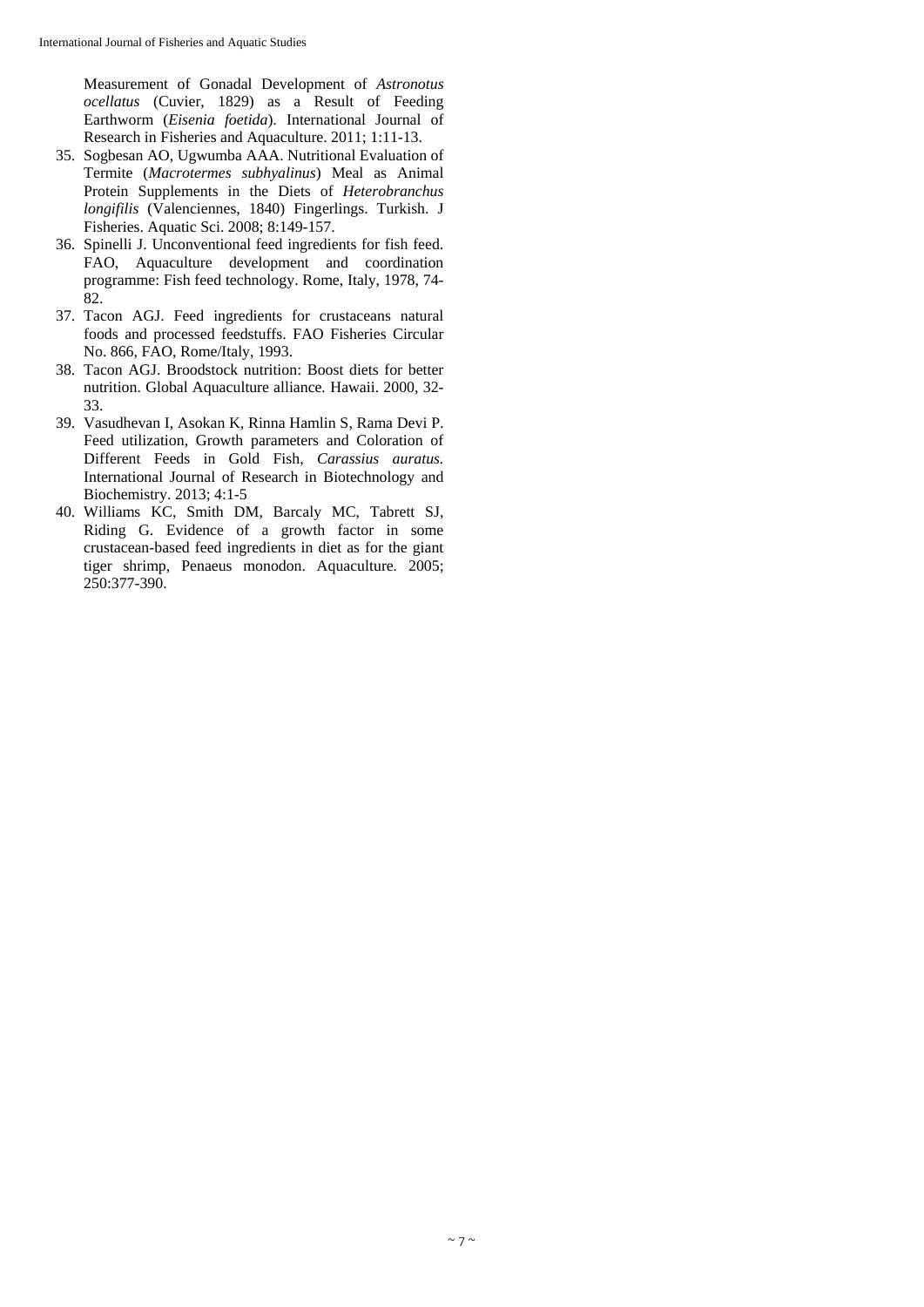Measurement of Gonadal Development of *Astronotus ocellatus* (Cuvier, 1829) as a Result of Feeding Earthworm (*Eisenia foetida*). International Journal of Research in Fisheries and Aquaculture. 2011; 1:11-13.

35. Sogbesan AO, Ugwumba AAA. Nutritional Evaluation of Termite (*Macrotermes subhyalinus*) Meal as Animal Protein Supplements in the Diets of *Heterobranchus longifilis* (Valenciennes, 1840) Fingerlings. Turkish. J Fisheries. Aquatic Sci. 2008; 8:149-157.
36. Spinelli J. Unconventional feed ingredients for fish feed. FAO, Aquaculture development and coordination programme: Fish feed technology. Rome, Italy, 1978, 74-82.
37. Tacon AGJ. Feed ingredients for crustaceans natural foods and processed feedstuffs. FAO Fisheries Circular No. 866, FAO, Rome/Italy, 1993.
38. Tacon AGJ. Broodstock nutrition: Boost diets for better nutrition. Global Aquaculture alliance. Hawaii. 2000, 32-33.
39. Vasudhevan I, Asokan K, Rinna Hamlin S, Rama Devi P. Feed utilization, Growth parameters and Coloration of Different Feeds in Gold Fish, *Carassius auratus*. International Journal of Research in Biotechnology and Biochemistry. 2013; 4:1-5
40. Williams KC, Smith DM, Barcaly MC, Tabrett SJ, Riding G. Evidence of a growth factor in some crustacean-based feed ingredients in diet as for the giant tiger shrimp, Penaeus monodon. Aquaculture. 2005; 250:377-390.